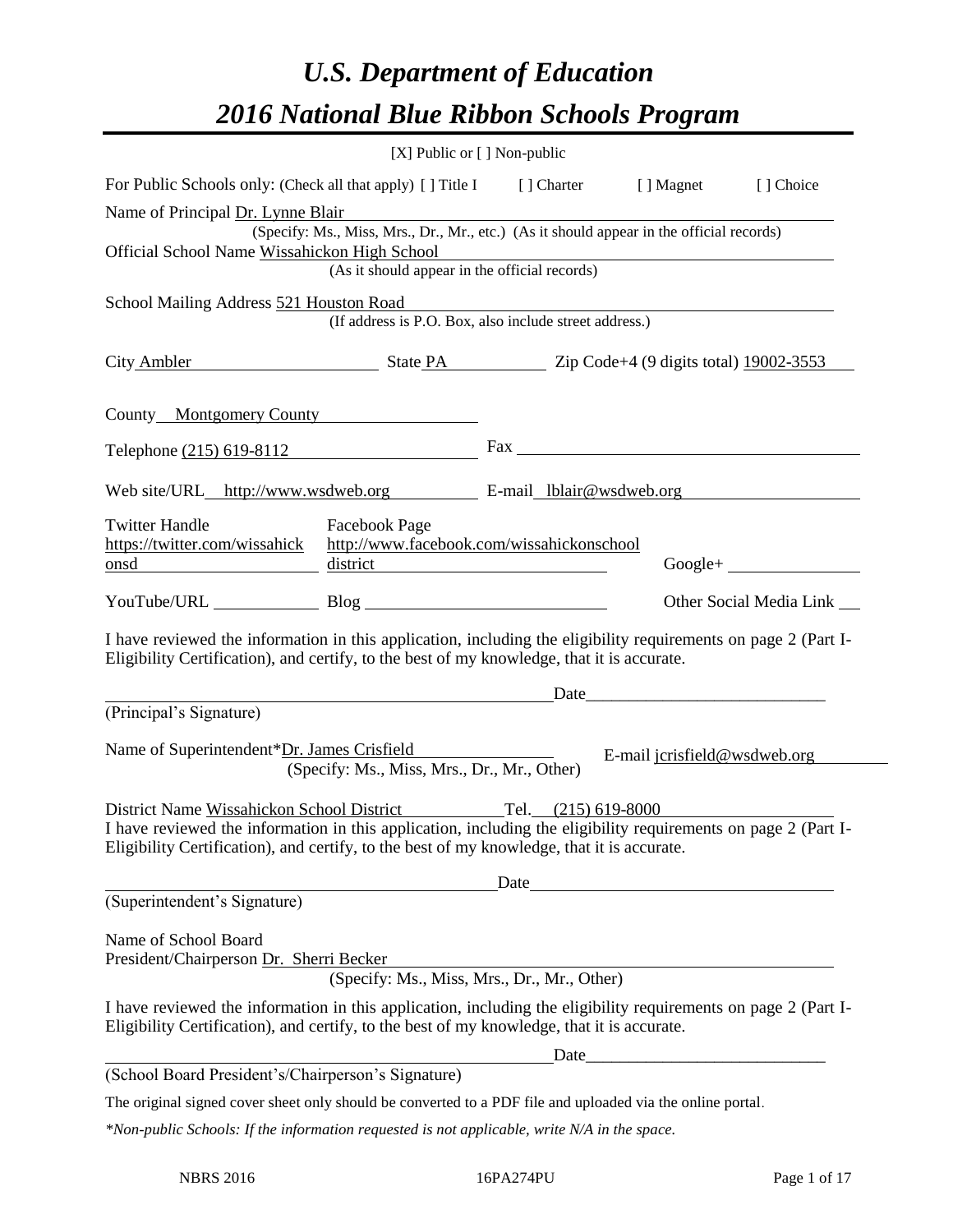# *U.S. Department of Education*
# *2016 National Blue Ribbon Schools Program*

[X] Public or [ ] Non-public

For Public Schools only: (Check all that apply) [ ] Title I [ ] Charter [ ] Magnet [ ] Choice

Name of Principal Dr. Lynne Blair
(Specify: Ms., Miss, Mrs., Dr., Mr., etc.) (As it should appear in the official records)

Official School Name Wissahickon High School
(As it should appear in the official records)

School Mailing Address 521 Houston Road
(If address is P.O. Box, also include street address.)

City Ambler State PA Zip Code+4 (9 digits total) 19002-3553

County Montgomery County

Telephone (215) 619-8112 Fax

Web site/URL http://www.wsdweb.org E-mail lblair@wsdweb.org

Twitter Handle https://twitter.com/wissahickonsd Facebook Page http://www.facebook.com/wissahickonschooldistrict Google+

YouTube/URL Blog Other Social Media Link

I have reviewed the information in this application, including the eligibility requirements on page 2 (Part I-Eligibility Certification), and certify, to the best of my knowledge, that it is accurate.

Date

(Principal's Signature)

Name of Superintendent* Dr. James Crisfield E-mail jcrisfield@wsdweb.org
(Specify: Ms., Miss, Mrs., Dr., Mr., Other)

District Name Wissahickon School District Tel. (215) 619-8000

I have reviewed the information in this application, including the eligibility requirements on page 2 (Part I-Eligibility Certification), and certify, to the best of my knowledge, that it is accurate.

Date

(Superintendent's Signature)

Name of School Board President/Chairperson Dr. Sherri Becker
(Specify: Ms., Miss, Mrs., Dr., Mr., Other)

I have reviewed the information in this application, including the eligibility requirements on page 2 (Part I-Eligibility Certification), and certify, to the best of my knowledge, that it is accurate.

Date

(School Board President's/Chairperson's Signature)

The original signed cover sheet only should be converted to a PDF file and uploaded via the online portal.

*\*Non-public Schools: If the information requested is not applicable, write N/A in the space.*

NBRS 2016 16PA274PU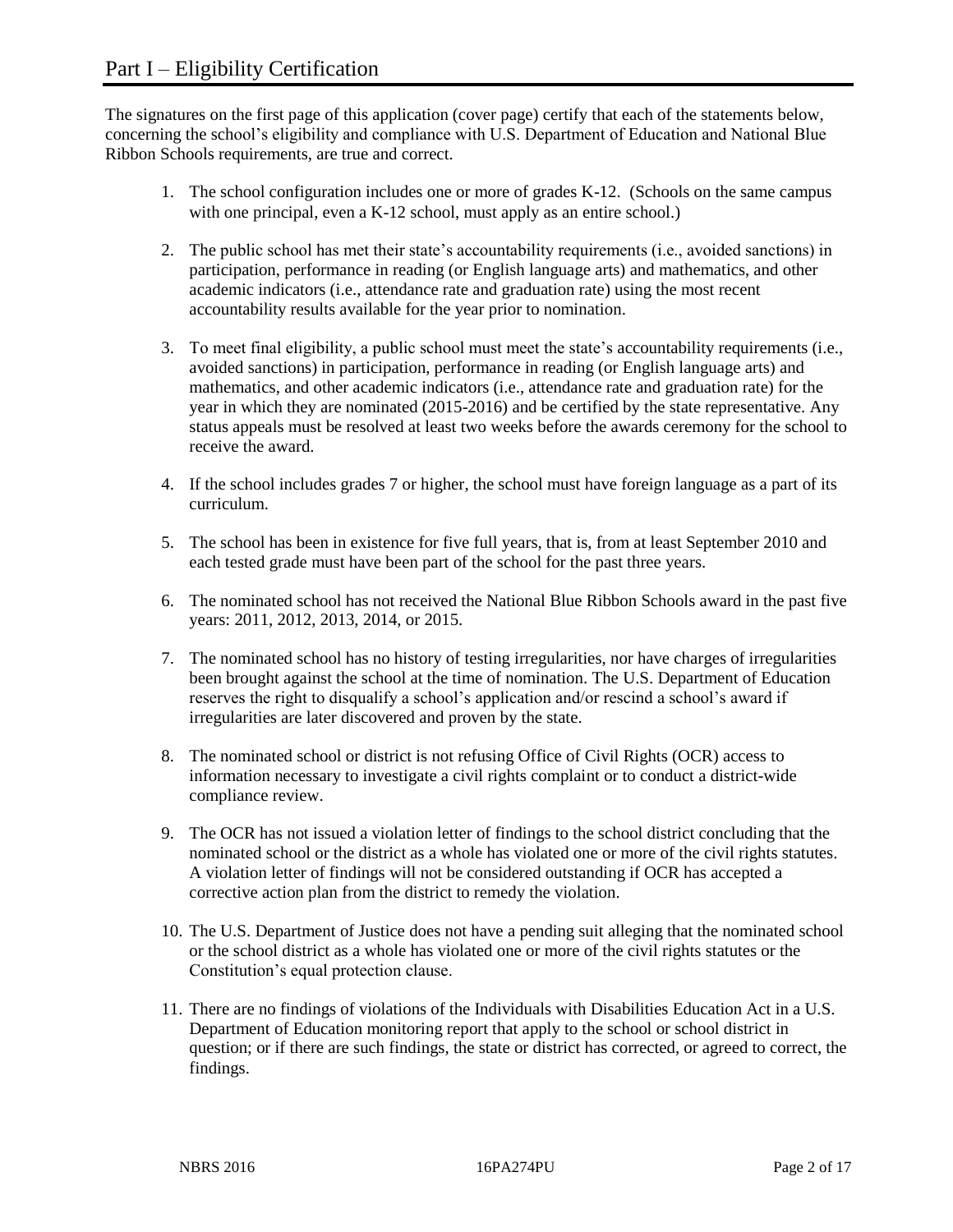# Part I – Eligibility Certification

The signatures on the first page of this application (cover page) certify that each of the statements below, concerning the school's eligibility and compliance with U.S. Department of Education and National Blue Ribbon Schools requirements, are true and correct.

1. The school configuration includes one or more of grades K-12. (Schools on the same campus with one principal, even a K-12 school, must apply as an entire school.)
2. The public school has met their state's accountability requirements (i.e., avoided sanctions) in participation, performance in reading (or English language arts) and mathematics, and other academic indicators (i.e., attendance rate and graduation rate) using the most recent accountability results available for the year prior to nomination.
3. To meet final eligibility, a public school must meet the state's accountability requirements (i.e., avoided sanctions) in participation, performance in reading (or English language arts) and mathematics, and other academic indicators (i.e., attendance rate and graduation rate) for the year in which they are nominated (2015-2016) and be certified by the state representative. Any status appeals must be resolved at least two weeks before the awards ceremony for the school to receive the award.
4. If the school includes grades 7 or higher, the school must have foreign language as a part of its curriculum.
5. The school has been in existence for five full years, that is, from at least September 2010 and each tested grade must have been part of the school for the past three years.
6. The nominated school has not received the National Blue Ribbon Schools award in the past five years: 2011, 2012, 2013, 2014, or 2015.
7. The nominated school has no history of testing irregularities, nor have charges of irregularities been brought against the school at the time of nomination. The U.S. Department of Education reserves the right to disqualify a school's application and/or rescind a school's award if irregularities are later discovered and proven by the state.
8. The nominated school or district is not refusing Office of Civil Rights (OCR) access to information necessary to investigate a civil rights complaint or to conduct a district-wide compliance review.
9. The OCR has not issued a violation letter of findings to the school district concluding that the nominated school or the district as a whole has violated one or more of the civil rights statutes. A violation letter of findings will not be considered outstanding if OCR has accepted a corrective action plan from the district to remedy the violation.
10. The U.S. Department of Justice does not have a pending suit alleging that the nominated school or the school district as a whole has violated one or more of the civil rights statutes or the Constitution's equal protection clause.
11. There are no findings of violations of the Individuals with Disabilities Education Act in a U.S. Department of Education monitoring report that apply to the school or school district in question; or if there are such findings, the state or district has corrected, or agreed to correct, the findings.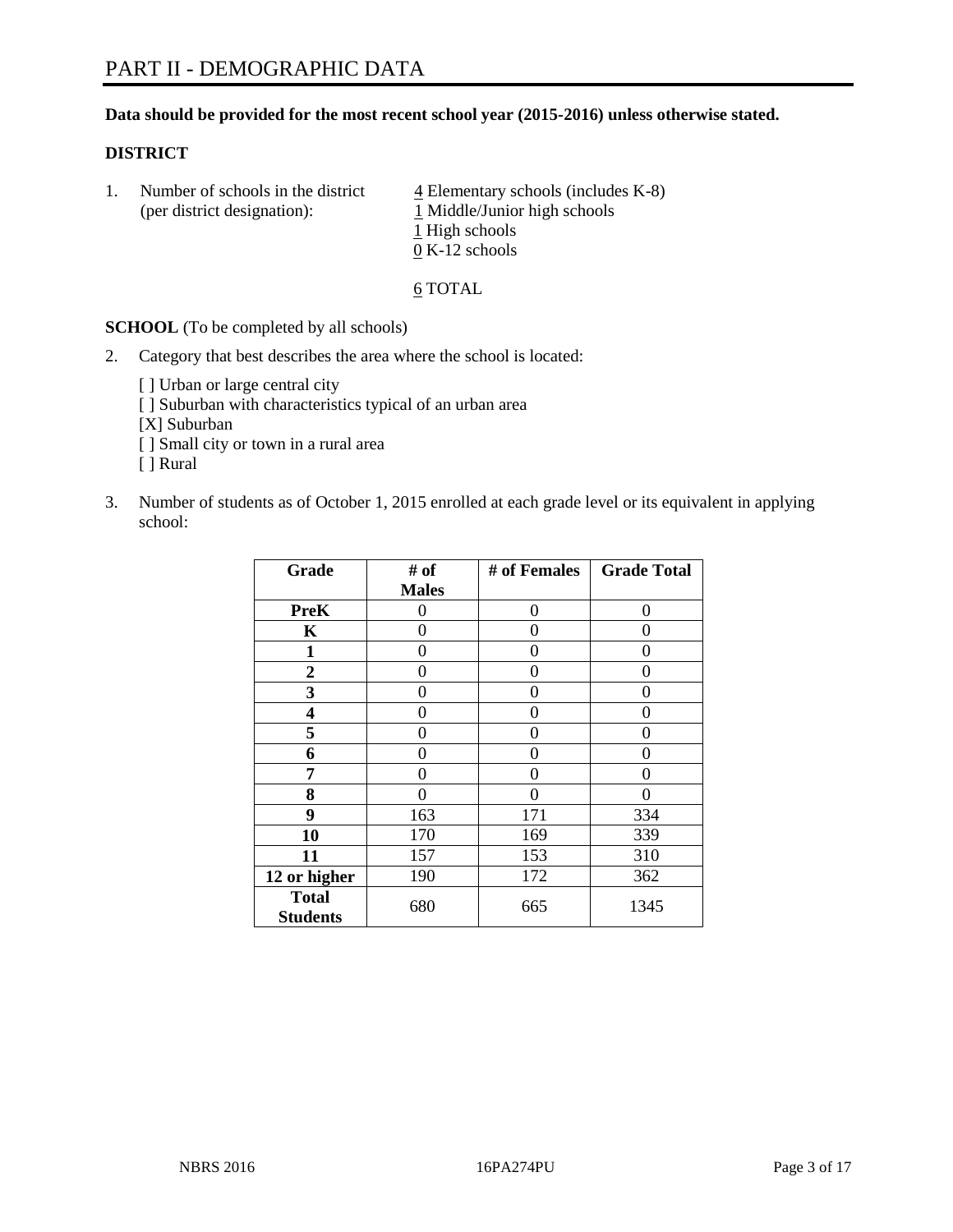# PART II - DEMOGRAPHIC DATA

**Data should be provided for the most recent school year (2015-2016) unless otherwise stated.**

**DISTRICT**

1. Number of schools in the district (per district designation):
   4 Elementary schools (includes K-8)
   1 Middle/Junior high schools
   1 High schools
   0 K-12 schools

   6 TOTAL

**SCHOOL** (To be completed by all schools)

2. Category that best describes the area where the school is located:

   [ ] Urban or large central city
   [ ] Suburban with characteristics typical of an urban area
   [X] Suburban
   [ ] Small city or town in a rural area
   [ ] Rural

3. Number of students as of October 1, 2015 enrolled at each grade level or its equivalent in applying school:

| Grade | # of Males | # of Females | Grade Total |
|---|---|---|---|
| **PreK** | 0 | 0 | 0 |
| **K** | 0 | 0 | 0 |
| **1** | 0 | 0 | 0 |
| **2** | 0 | 0 | 0 |
| **3** | 0 | 0 | 0 |
| **4** | 0 | 0 | 0 |
| **5** | 0 | 0 | 0 |
| **6** | 0 | 0 | 0 |
| **7** | 0 | 0 | 0 |
| **8** | 0 | 0 | 0 |
| **9** | 163 | 171 | 334 |
| **10** | 170 | 169 | 339 |
| **11** | 157 | 153 | 310 |
| **12 or higher** | 190 | 172 | 362 |
| **Total Students** | 680 | 665 | 1345 |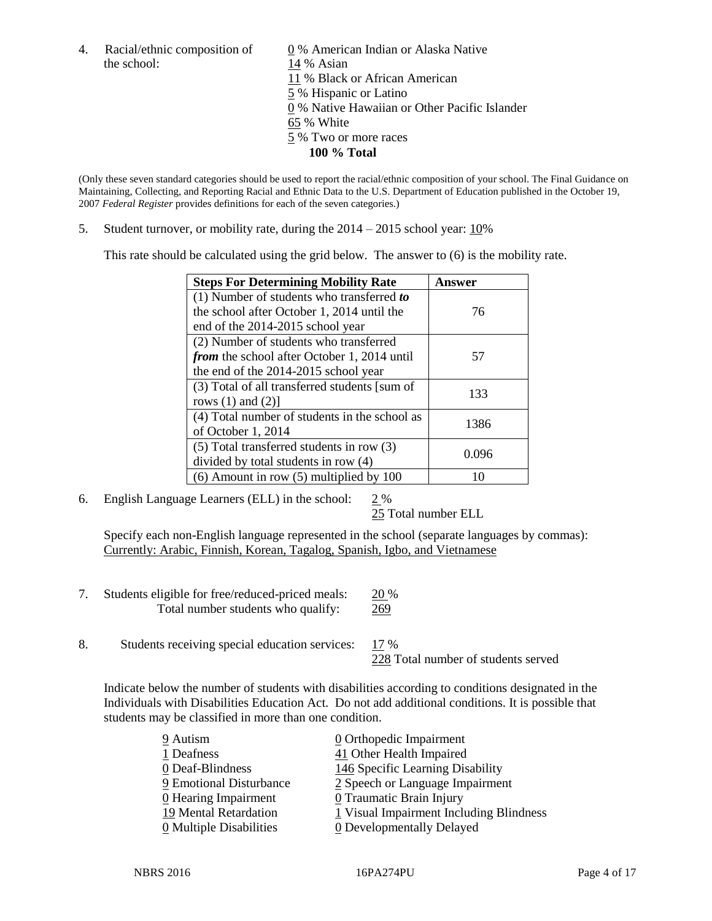4. Racial/ethnic composition of the school:

0 % American Indian or Alaska Native
14 % Asian
11 % Black or African American
5 % Hispanic or Latino
0 % Native Hawaiian or Other Pacific Islander
65 % White
5 % Two or more races
**100 % Total**

(Only these seven standard categories should be used to report the racial/ethnic composition of your school. The Final Guidance on Maintaining, Collecting, and Reporting Racial and Ethnic Data to the U.S. Department of Education published in the October 19, 2007 *Federal Register* provides definitions for each of the seven categories.)

5. Student turnover, or mobility rate, during the 2014 – 2015 school year: 10%

This rate should be calculated using the grid below. The answer to (6) is the mobility rate.

| **Steps For Determining Mobility Rate** | **Answer** |
|---|---|
| (1) Number of students who transferred ***to*** the school after October 1, 2014 until the end of the 2014-2015 school year | 76 |
| (2) Number of students who transferred ***from*** the school after October 1, 2014 until the end of the 2014-2015 school year | 57 |
| (3) Total of all transferred students [sum of rows (1) and (2)] | 133 |
| (4) Total number of students in the school as of October 1, 2014 | 1386 |
| (5) Total transferred students in row (3) divided by total students in row (4) | 0.096 |
| (6) Amount in row (5) multiplied by 100 | 10 |

6. English Language Learners (ELL) in the school: 2 %
25 Total number ELL

Specify each non-English language represented in the school (separate languages by commas):
Currently: Arabic, Finnish, Korean, Tagalog, Spanish, Igbo, and Vietnamese

7. Students eligible for free/reduced-priced meals: 20 %
Total number students who qualify: 269

8. Students receiving special education services: 17 %
228 Total number of students served

Indicate below the number of students with disabilities according to conditions designated in the Individuals with Disabilities Education Act. Do not add additional conditions. It is possible that students may be classified in more than one condition.

9 Autism
1 Deafness
0 Deaf-Blindness
9 Emotional Disturbance
0 Hearing Impairment
19 Mental Retardation
0 Multiple Disabilities
0 Orthopedic Impairment
41 Other Health Impaired
146 Specific Learning Disability
2 Speech or Language Impairment
0 Traumatic Brain Injury
1 Visual Impairment Including Blindness
0 Developmentally Delayed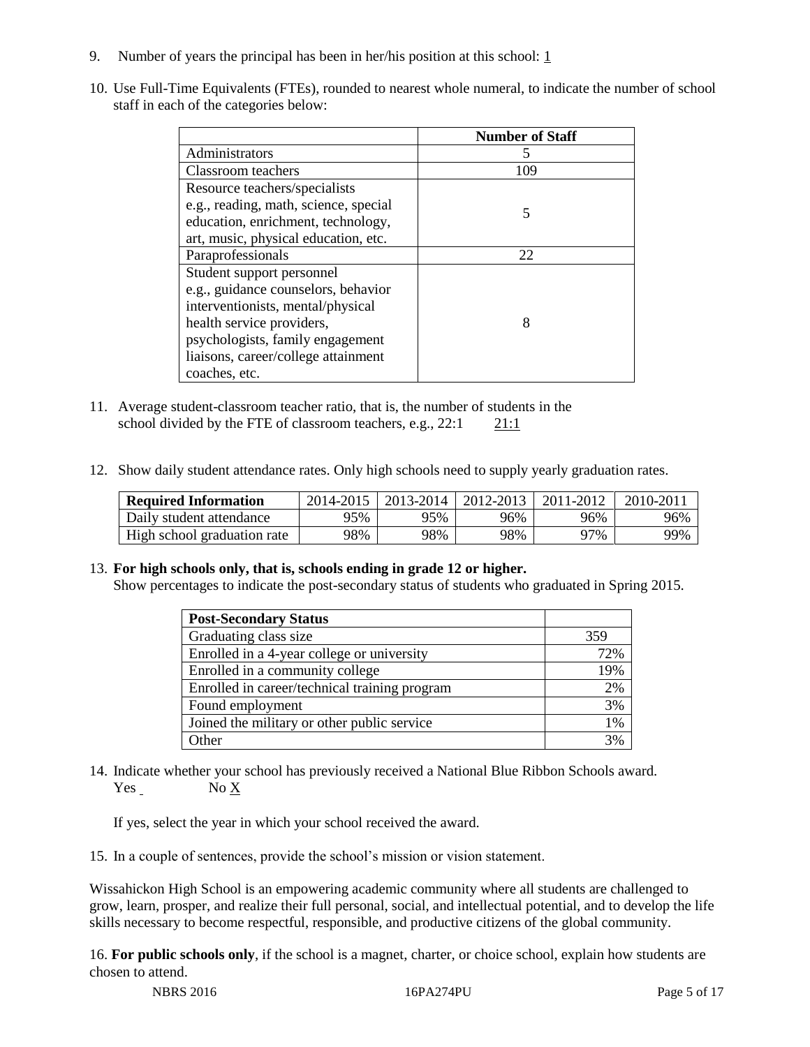9. Number of years the principal has been in her/his position at this school: 1

10. Use Full-Time Equivalents (FTEs), rounded to nearest whole numeral, to indicate the number of school staff in each of the categories below:

| | Number of Staff |
|---|---|
| Administrators | 5 |
| Classroom teachers | 109 |
| Resource teachers/specialists e.g., reading, math, science, special education, enrichment, technology, art, music, physical education, etc. | 5 |
| Paraprofessionals | 22 |
| Student support personnel e.g., guidance counselors, behavior interventionists, mental/physical health service providers, psychologists, family engagement liaisons, career/college attainment coaches, etc. | 8 |

11. Average student-classroom teacher ratio, that is, the number of students in the school divided by the FTE of classroom teachers, e.g., 22:1 21:1

12. Show daily student attendance rates. Only high schools need to supply yearly graduation rates.

| Required Information | 2014-2015 | 2013-2014 | 2012-2013 | 2011-2012 | 2010-2011 |
|---|---|---|---|---|---|
| Daily student attendance | 95% | 95% | 96% | 96% | 96% |
| High school graduation rate | 98% | 98% | 98% | 97% | 99% |

13. **For high schools only, that is, schools ending in grade 12 or higher.**
Show percentages to indicate the post-secondary status of students who graduated in Spring 2015.

| Post-Secondary Status | |
|---|---|
| Graduating class size | 359 |
| Enrolled in a 4-year college or university | 72% |
| Enrolled in a community college | 19% |
| Enrolled in career/technical training program | 2% |
| Found employment | 3% |
| Joined the military or other public service | 1% |
| Other | 3% |

14. Indicate whether your school has previously received a National Blue Ribbon Schools award.
Yes ___ No X

If yes, select the year in which your school received the award.

15. In a couple of sentences, provide the school's mission or vision statement.

Wissahickon High School is an empowering academic community where all students are challenged to grow, learn, prosper, and realize their full personal, social, and intellectual potential, and to develop the life skills necessary to become respectful, responsible, and productive citizens of the global community.

16. **For public schools only**, if the school is a magnet, charter, or choice school, explain how students are chosen to attend.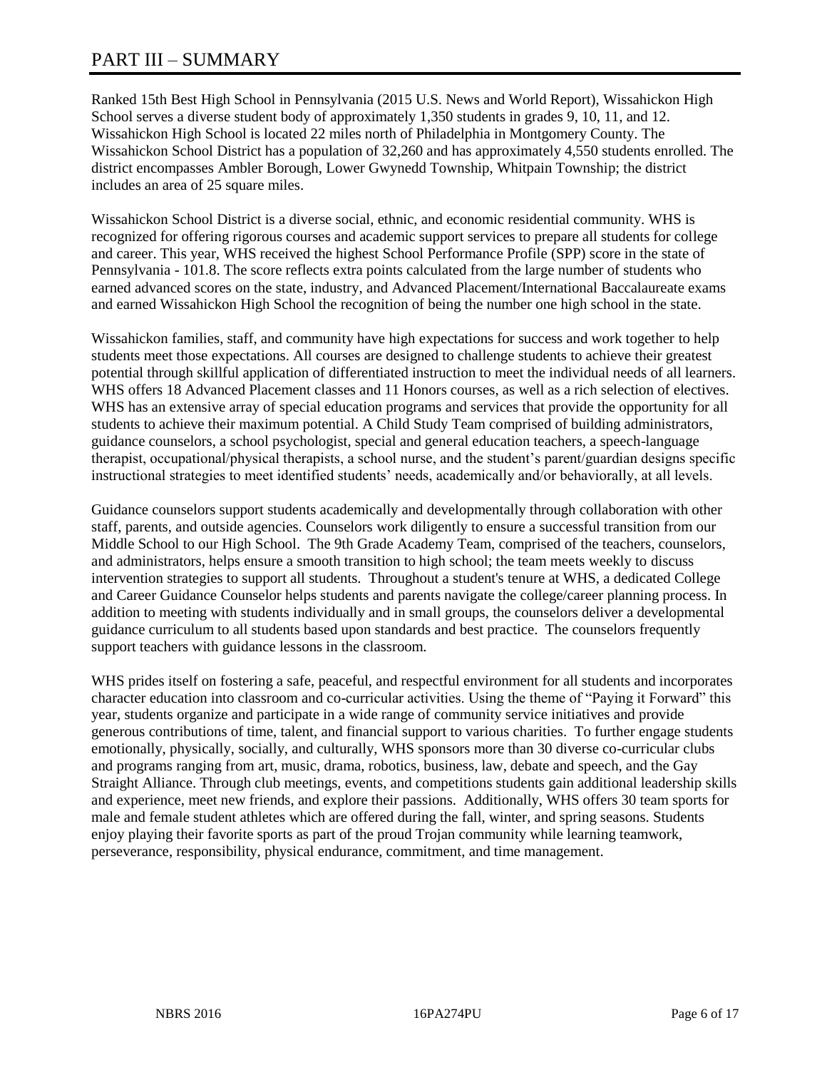# PART III – SUMMARY

Ranked 15th Best High School in Pennsylvania (2015 U.S. News and World Report), Wissahickon High School serves a diverse student body of approximately 1,350 students in grades 9, 10, 11, and 12. Wissahickon High School is located 22 miles north of Philadelphia in Montgomery County. The Wissahickon School District has a population of 32,260 and has approximately 4,550 students enrolled. The district encompasses Ambler Borough, Lower Gwynedd Township, Whitpain Township; the district includes an area of 25 square miles.

Wissahickon School District is a diverse social, ethnic, and economic residential community. WHS is recognized for offering rigorous courses and academic support services to prepare all students for college and career. This year, WHS received the highest School Performance Profile (SPP) score in the state of Pennsylvania - 101.8. The score reflects extra points calculated from the large number of students who earned advanced scores on the state, industry, and Advanced Placement/International Baccalaureate exams and earned Wissahickon High School the recognition of being the number one high school in the state.

Wissahickon families, staff, and community have high expectations for success and work together to help students meet those expectations. All courses are designed to challenge students to achieve their greatest potential through skillful application of differentiated instruction to meet the individual needs of all learners. WHS offers 18 Advanced Placement classes and 11 Honors courses, as well as a rich selection of electives. WHS has an extensive array of special education programs and services that provide the opportunity for all students to achieve their maximum potential. A Child Study Team comprised of building administrators, guidance counselors, a school psychologist, special and general education teachers, a speech-language therapist, occupational/physical therapists, a school nurse, and the student's parent/guardian designs specific instructional strategies to meet identified students' needs, academically and/or behaviorally, at all levels.

Guidance counselors support students academically and developmentally through collaboration with other staff, parents, and outside agencies. Counselors work diligently to ensure a successful transition from our Middle School to our High School. The 9th Grade Academy Team, comprised of the teachers, counselors, and administrators, helps ensure a smooth transition to high school; the team meets weekly to discuss intervention strategies to support all students. Throughout a student's tenure at WHS, a dedicated College and Career Guidance Counselor helps students and parents navigate the college/career planning process. In addition to meeting with students individually and in small groups, the counselors deliver a developmental guidance curriculum to all students based upon standards and best practice. The counselors frequently support teachers with guidance lessons in the classroom.

WHS prides itself on fostering a safe, peaceful, and respectful environment for all students and incorporates character education into classroom and co-curricular activities. Using the theme of "Paying it Forward" this year, students organize and participate in a wide range of community service initiatives and provide generous contributions of time, talent, and financial support to various charities. To further engage students emotionally, physically, socially, and culturally, WHS sponsors more than 30 diverse co-curricular clubs and programs ranging from art, music, drama, robotics, business, law, debate and speech, and the Gay Straight Alliance. Through club meetings, events, and competitions students gain additional leadership skills and experience, meet new friends, and explore their passions. Additionally, WHS offers 30 team sports for male and female student athletes which are offered during the fall, winter, and spring seasons. Students enjoy playing their favorite sports as part of the proud Trojan community while learning teamwork, perseverance, responsibility, physical endurance, commitment, and time management.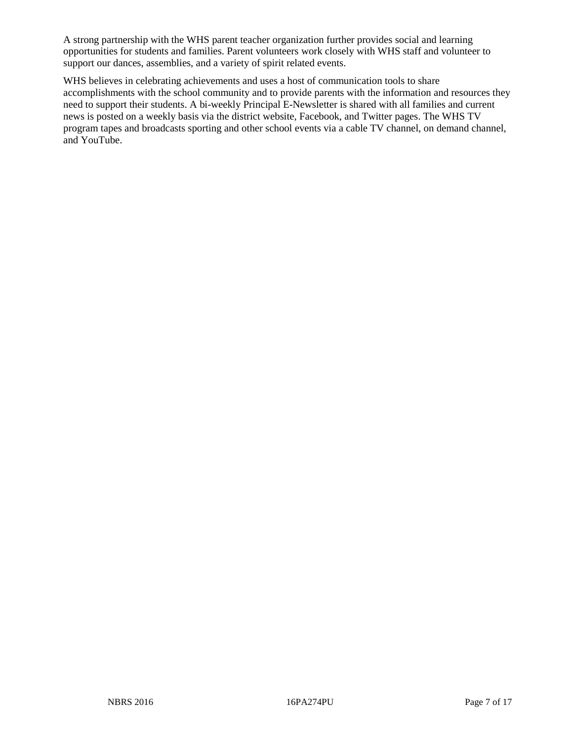A strong partnership with the WHS parent teacher organization further provides social and learning opportunities for students and families. Parent volunteers work closely with WHS staff and volunteer to support our dances, assemblies, and a variety of spirit related events.

WHS believes in celebrating achievements and uses a host of communication tools to share accomplishments with the school community and to provide parents with the information and resources they need to support their students. A bi-weekly Principal E-Newsletter is shared with all families and current news is posted on a weekly basis via the district website, Facebook, and Twitter pages. The WHS TV program tapes and broadcasts sporting and other school events via a cable TV channel, on demand channel, and YouTube.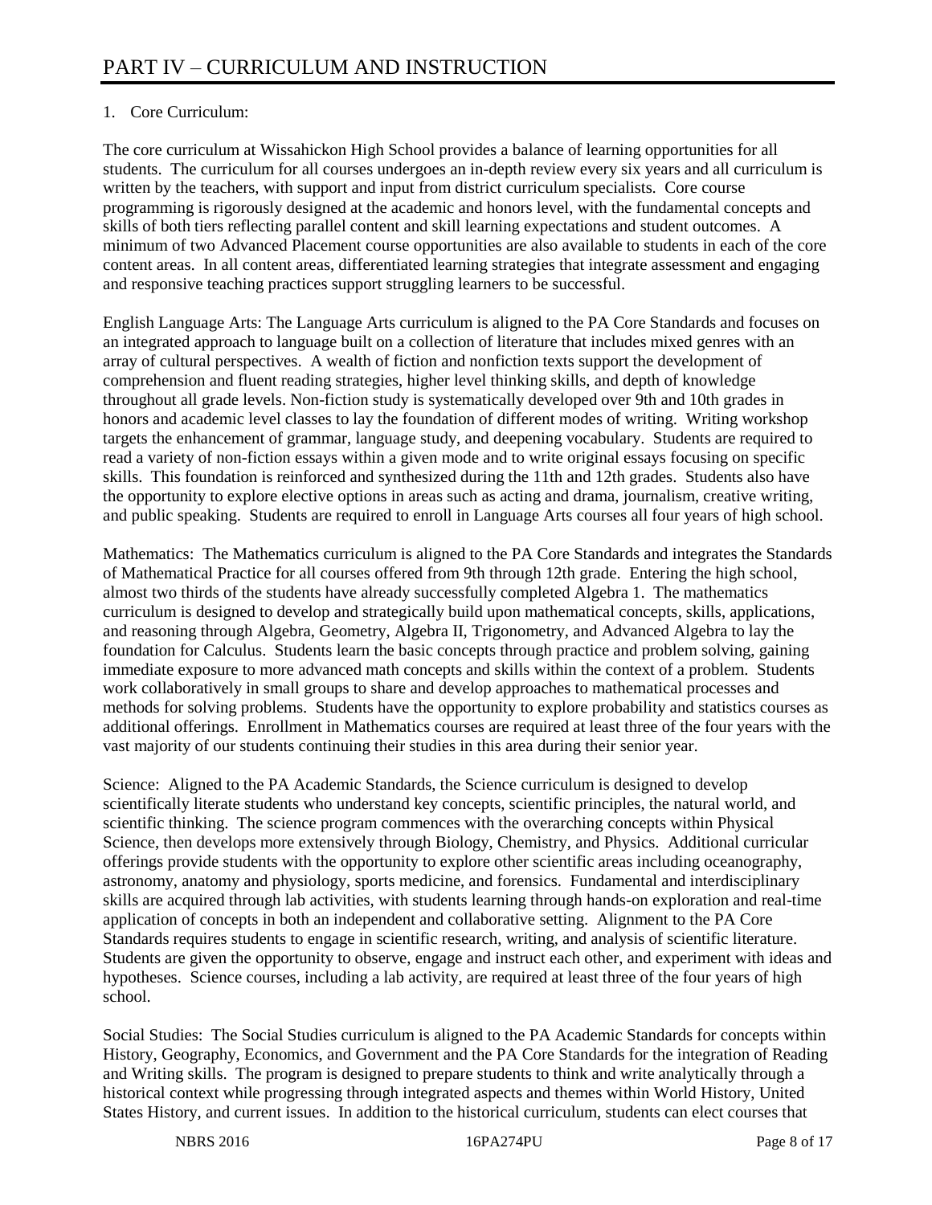# PART IV – CURRICULUM AND INSTRUCTION

1. Core Curriculum:

The core curriculum at Wissahickon High School provides a balance of learning opportunities for all students. The curriculum for all courses undergoes an in-depth review every six years and all curriculum is written by the teachers, with support and input from district curriculum specialists. Core course programming is rigorously designed at the academic and honors level, with the fundamental concepts and skills of both tiers reflecting parallel content and skill learning expectations and student outcomes. A minimum of two Advanced Placement course opportunities are also available to students in each of the core content areas. In all content areas, differentiated learning strategies that integrate assessment and engaging and responsive teaching practices support struggling learners to be successful.

English Language Arts: The Language Arts curriculum is aligned to the PA Core Standards and focuses on an integrated approach to language built on a collection of literature that includes mixed genres with an array of cultural perspectives. A wealth of fiction and nonfiction texts support the development of comprehension and fluent reading strategies, higher level thinking skills, and depth of knowledge throughout all grade levels. Non-fiction study is systematically developed over 9th and 10th grades in honors and academic level classes to lay the foundation of different modes of writing. Writing workshop targets the enhancement of grammar, language study, and deepening vocabulary. Students are required to read a variety of non-fiction essays within a given mode and to write original essays focusing on specific skills. This foundation is reinforced and synthesized during the 11th and 12th grades. Students also have the opportunity to explore elective options in areas such as acting and drama, journalism, creative writing, and public speaking. Students are required to enroll in Language Arts courses all four years of high school.

Mathematics: The Mathematics curriculum is aligned to the PA Core Standards and integrates the Standards of Mathematical Practice for all courses offered from 9th through 12th grade. Entering the high school, almost two thirds of the students have already successfully completed Algebra 1. The mathematics curriculum is designed to develop and strategically build upon mathematical concepts, skills, applications, and reasoning through Algebra, Geometry, Algebra II, Trigonometry, and Advanced Algebra to lay the foundation for Calculus. Students learn the basic concepts through practice and problem solving, gaining immediate exposure to more advanced math concepts and skills within the context of a problem. Students work collaboratively in small groups to share and develop approaches to mathematical processes and methods for solving problems. Students have the opportunity to explore probability and statistics courses as additional offerings. Enrollment in Mathematics courses are required at least three of the four years with the vast majority of our students continuing their studies in this area during their senior year.

Science: Aligned to the PA Academic Standards, the Science curriculum is designed to develop scientifically literate students who understand key concepts, scientific principles, the natural world, and scientific thinking. The science program commences with the overarching concepts within Physical Science, then develops more extensively through Biology, Chemistry, and Physics. Additional curricular offerings provide students with the opportunity to explore other scientific areas including oceanography, astronomy, anatomy and physiology, sports medicine, and forensics. Fundamental and interdisciplinary skills are acquired through lab activities, with students learning through hands-on exploration and real-time application of concepts in both an independent and collaborative setting. Alignment to the PA Core Standards requires students to engage in scientific research, writing, and analysis of scientific literature. Students are given the opportunity to observe, engage and instruct each other, and experiment with ideas and hypotheses. Science courses, including a lab activity, are required at least three of the four years of high school.

Social Studies: The Social Studies curriculum is aligned to the PA Academic Standards for concepts within History, Geography, Economics, and Government and the PA Core Standards for the integration of Reading and Writing skills. The program is designed to prepare students to think and write analytically through a historical context while progressing through integrated aspects and themes within World History, United States History, and current issues. In addition to the historical curriculum, students can elect courses that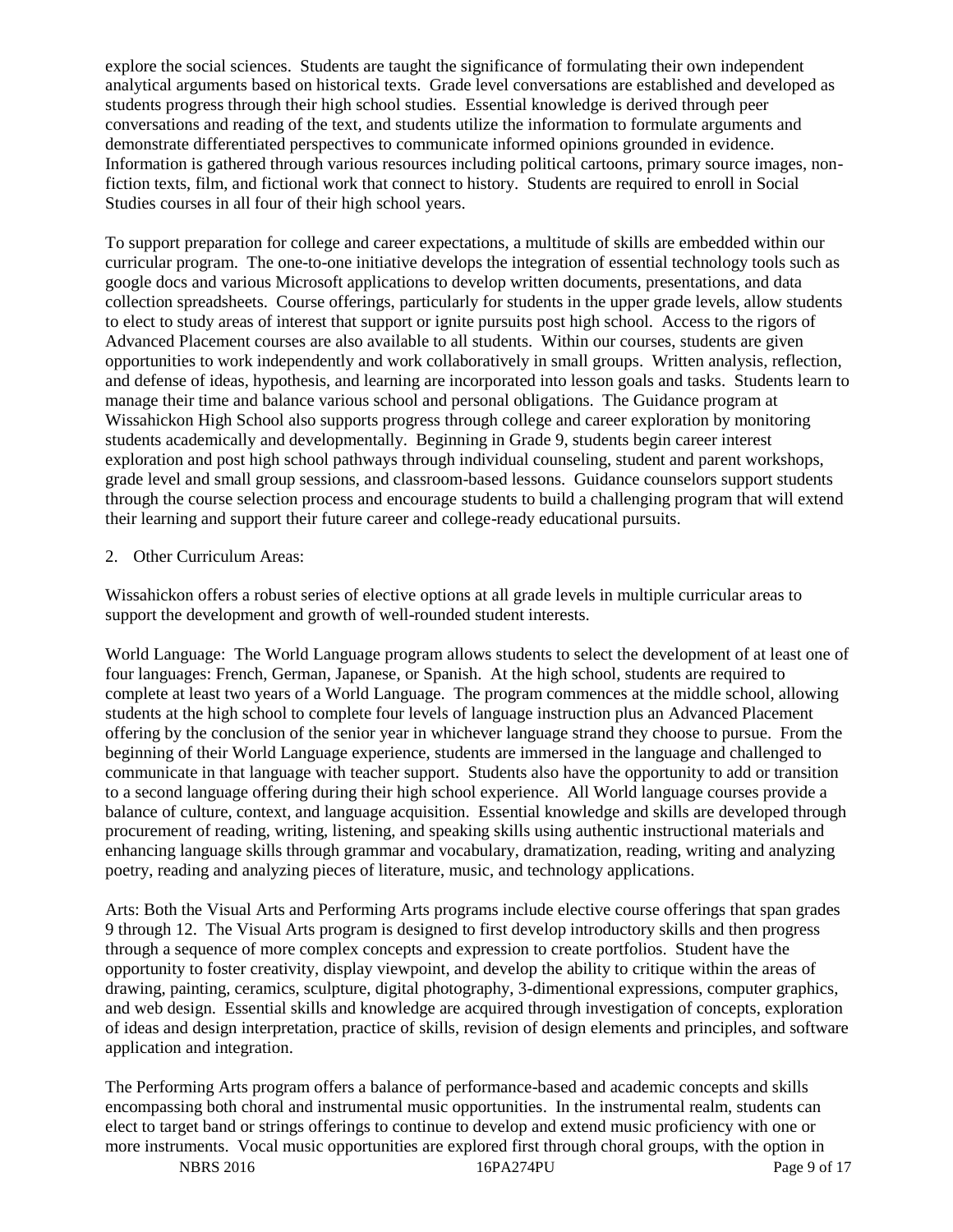explore the social sciences. Students are taught the significance of formulating their own independent analytical arguments based on historical texts. Grade level conversations are established and developed as students progress through their high school studies. Essential knowledge is derived through peer conversations and reading of the text, and students utilize the information to formulate arguments and demonstrate differentiated perspectives to communicate informed opinions grounded in evidence. Information is gathered through various resources including political cartoons, primary source images, non-fiction texts, film, and fictional work that connect to history. Students are required to enroll in Social Studies courses in all four of their high school years.

To support preparation for college and career expectations, a multitude of skills are embedded within our curricular program. The one-to-one initiative develops the integration of essential technology tools such as google docs and various Microsoft applications to develop written documents, presentations, and data collection spreadsheets. Course offerings, particularly for students in the upper grade levels, allow students to elect to study areas of interest that support or ignite pursuits post high school. Access to the rigors of Advanced Placement courses are also available to all students. Within our courses, students are given opportunities to work independently and work collaboratively in small groups. Written analysis, reflection, and defense of ideas, hypothesis, and learning are incorporated into lesson goals and tasks. Students learn to manage their time and balance various school and personal obligations. The Guidance program at Wissahickon High School also supports progress through college and career exploration by monitoring students academically and developmentally. Beginning in Grade 9, students begin career interest exploration and post high school pathways through individual counseling, student and parent workshops, grade level and small group sessions, and classroom-based lessons. Guidance counselors support students through the course selection process and encourage students to build a challenging program that will extend their learning and support their future career and college-ready educational pursuits.

2. Other Curriculum Areas:

Wissahickon offers a robust series of elective options at all grade levels in multiple curricular areas to support the development and growth of well-rounded student interests.

World Language: The World Language program allows students to select the development of at least one of four languages: French, German, Japanese, or Spanish. At the high school, students are required to complete at least two years of a World Language. The program commences at the middle school, allowing students at the high school to complete four levels of language instruction plus an Advanced Placement offering by the conclusion of the senior year in whichever language strand they choose to pursue. From the beginning of their World Language experience, students are immersed in the language and challenged to communicate in that language with teacher support. Students also have the opportunity to add or transition to a second language offering during their high school experience. All World language courses provide a balance of culture, context, and language acquisition. Essential knowledge and skills are developed through procurement of reading, writing, listening, and speaking skills using authentic instructional materials and enhancing language skills through grammar and vocabulary, dramatization, reading, writing and analyzing poetry, reading and analyzing pieces of literature, music, and technology applications.

Arts: Both the Visual Arts and Performing Arts programs include elective course offerings that span grades 9 through 12. The Visual Arts program is designed to first develop introductory skills and then progress through a sequence of more complex concepts and expression to create portfolios. Student have the opportunity to foster creativity, display viewpoint, and develop the ability to critique within the areas of drawing, painting, ceramics, sculpture, digital photography, 3-dimentional expressions, computer graphics, and web design. Essential skills and knowledge are acquired through investigation of concepts, exploration of ideas and design interpretation, practice of skills, revision of design elements and principles, and software application and integration.

The Performing Arts program offers a balance of performance-based and academic concepts and skills encompassing both choral and instrumental music opportunities. In the instrumental realm, students can elect to target band or strings offerings to continue to develop and extend music proficiency with one or more instruments. Vocal music opportunities are explored first through choral groups, with the option in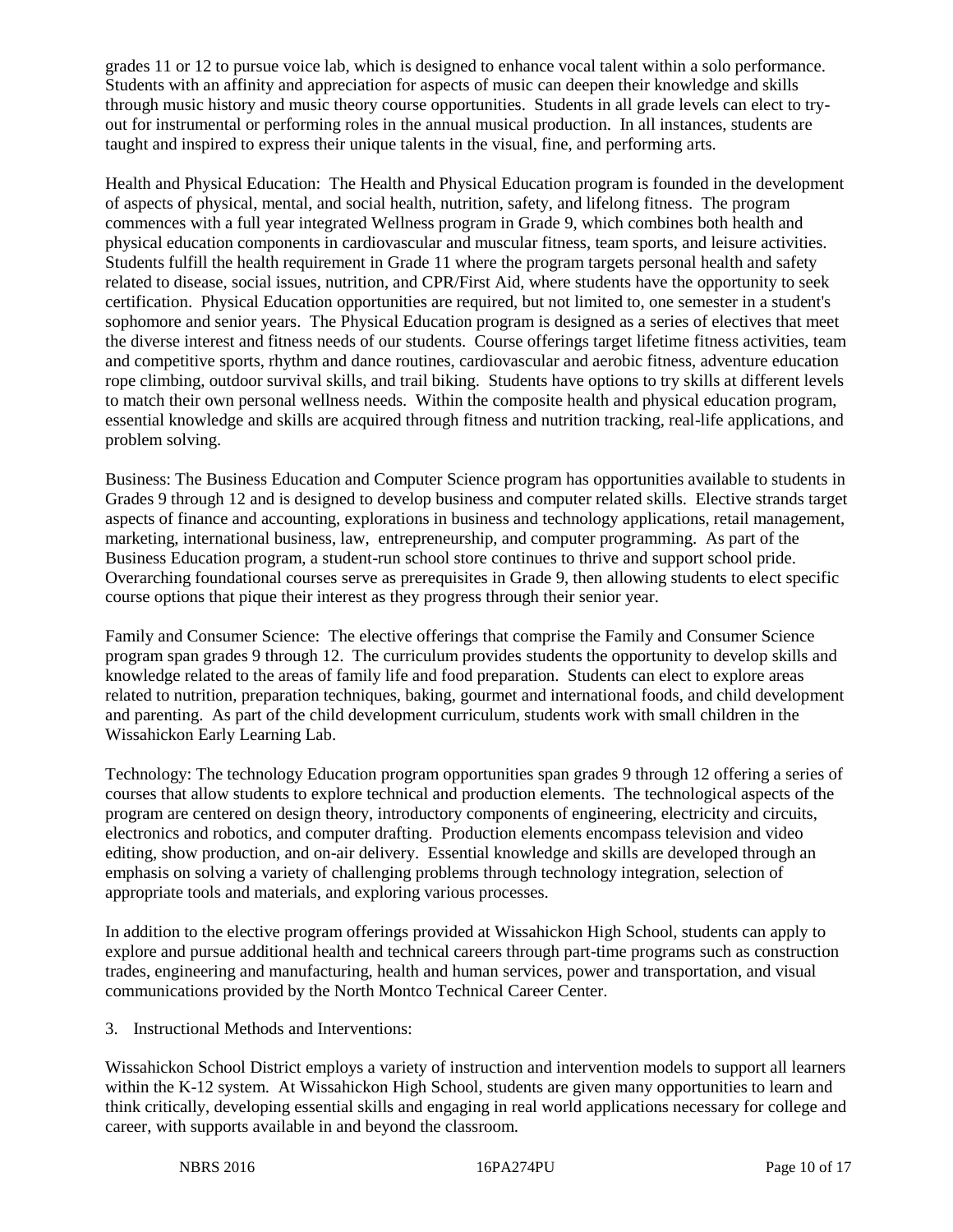grades 11 or 12 to pursue voice lab, which is designed to enhance vocal talent within a solo performance. Students with an affinity and appreciation for aspects of music can deepen their knowledge and skills through music history and music theory course opportunities. Students in all grade levels can elect to try-out for instrumental or performing roles in the annual musical production. In all instances, students are taught and inspired to express their unique talents in the visual, fine, and performing arts.

Health and Physical Education: The Health and Physical Education program is founded in the development of aspects of physical, mental, and social health, nutrition, safety, and lifelong fitness. The program commences with a full year integrated Wellness program in Grade 9, which combines both health and physical education components in cardiovascular and muscular fitness, team sports, and leisure activities. Students fulfill the health requirement in Grade 11 where the program targets personal health and safety related to disease, social issues, nutrition, and CPR/First Aid, where students have the opportunity to seek certification. Physical Education opportunities are required, but not limited to, one semester in a student's sophomore and senior years. The Physical Education program is designed as a series of electives that meet the diverse interest and fitness needs of our students. Course offerings target lifetime fitness activities, team and competitive sports, rhythm and dance routines, cardiovascular and aerobic fitness, adventure education rope climbing, outdoor survival skills, and trail biking. Students have options to try skills at different levels to match their own personal wellness needs. Within the composite health and physical education program, essential knowledge and skills are acquired through fitness and nutrition tracking, real-life applications, and problem solving.

Business: The Business Education and Computer Science program has opportunities available to students in Grades 9 through 12 and is designed to develop business and computer related skills. Elective strands target aspects of finance and accounting, explorations in business and technology applications, retail management, marketing, international business, law, entrepreneurship, and computer programming. As part of the Business Education program, a student-run school store continues to thrive and support school pride. Overarching foundational courses serve as prerequisites in Grade 9, then allowing students to elect specific course options that pique their interest as they progress through their senior year.

Family and Consumer Science: The elective offerings that comprise the Family and Consumer Science program span grades 9 through 12. The curriculum provides students the opportunity to develop skills and knowledge related to the areas of family life and food preparation. Students can elect to explore areas related to nutrition, preparation techniques, baking, gourmet and international foods, and child development and parenting. As part of the child development curriculum, students work with small children in the Wissahickon Early Learning Lab.

Technology: The technology Education program opportunities span grades 9 through 12 offering a series of courses that allow students to explore technical and production elements. The technological aspects of the program are centered on design theory, introductory components of engineering, electricity and circuits, electronics and robotics, and computer drafting. Production elements encompass television and video editing, show production, and on-air delivery. Essential knowledge and skills are developed through an emphasis on solving a variety of challenging problems through technology integration, selection of appropriate tools and materials, and exploring various processes.

In addition to the elective program offerings provided at Wissahickon High School, students can apply to explore and pursue additional health and technical careers through part-time programs such as construction trades, engineering and manufacturing, health and human services, power and transportation, and visual communications provided by the North Montco Technical Career Center.

3. Instructional Methods and Interventions:

Wissahickon School District employs a variety of instruction and intervention models to support all learners within the K-12 system. At Wissahickon High School, students are given many opportunities to learn and think critically, developing essential skills and engaging in real world applications necessary for college and career, with supports available in and beyond the classroom.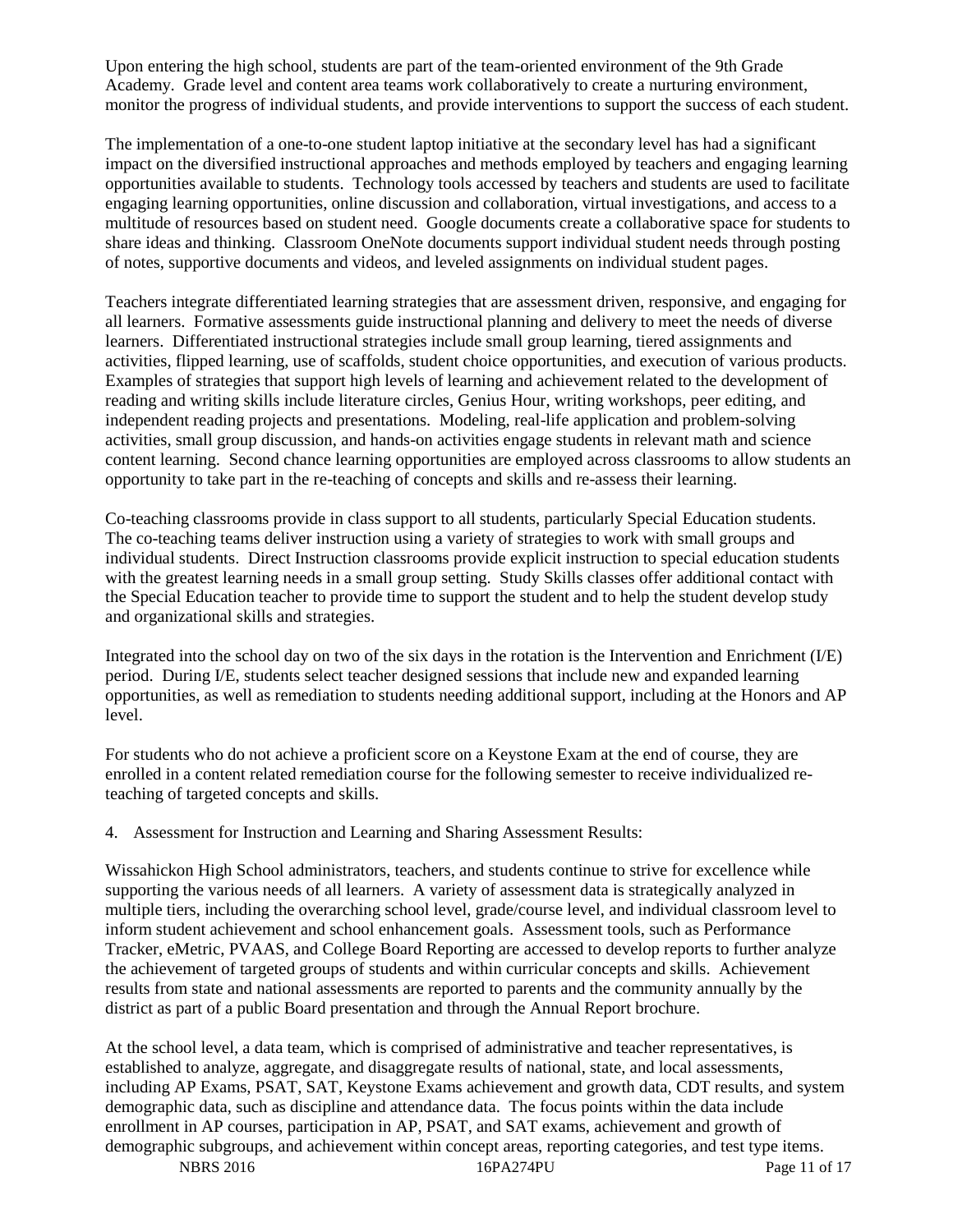Upon entering the high school, students are part of the team-oriented environment of the 9th Grade Academy. Grade level and content area teams work collaboratively to create a nurturing environment, monitor the progress of individual students, and provide interventions to support the success of each student.

The implementation of a one-to-one student laptop initiative at the secondary level has had a significant impact on the diversified instructional approaches and methods employed by teachers and engaging learning opportunities available to students. Technology tools accessed by teachers and students are used to facilitate engaging learning opportunities, online discussion and collaboration, virtual investigations, and access to a multitude of resources based on student need. Google documents create a collaborative space for students to share ideas and thinking. Classroom OneNote documents support individual student needs through posting of notes, supportive documents and videos, and leveled assignments on individual student pages.

Teachers integrate differentiated learning strategies that are assessment driven, responsive, and engaging for all learners. Formative assessments guide instructional planning and delivery to meet the needs of diverse learners. Differentiated instructional strategies include small group learning, tiered assignments and activities, flipped learning, use of scaffolds, student choice opportunities, and execution of various products. Examples of strategies that support high levels of learning and achievement related to the development of reading and writing skills include literature circles, Genius Hour, writing workshops, peer editing, and independent reading projects and presentations. Modeling, real-life application and problem-solving activities, small group discussion, and hands-on activities engage students in relevant math and science content learning. Second chance learning opportunities are employed across classrooms to allow students an opportunity to take part in the re-teaching of concepts and skills and re-assess their learning.

Co-teaching classrooms provide in class support to all students, particularly Special Education students. The co-teaching teams deliver instruction using a variety of strategies to work with small groups and individual students. Direct Instruction classrooms provide explicit instruction to special education students with the greatest learning needs in a small group setting. Study Skills classes offer additional contact with the Special Education teacher to provide time to support the student and to help the student develop study and organizational skills and strategies.

Integrated into the school day on two of the six days in the rotation is the Intervention and Enrichment (I/E) period. During I/E, students select teacher designed sessions that include new and expanded learning opportunities, as well as remediation to students needing additional support, including at the Honors and AP level.

For students who do not achieve a proficient score on a Keystone Exam at the end of course, they are enrolled in a content related remediation course for the following semester to receive individualized re-teaching of targeted concepts and skills.

4. Assessment for Instruction and Learning and Sharing Assessment Results:

Wissahickon High School administrators, teachers, and students continue to strive for excellence while supporting the various needs of all learners. A variety of assessment data is strategically analyzed in multiple tiers, including the overarching school level, grade/course level, and individual classroom level to inform student achievement and school enhancement goals. Assessment tools, such as Performance Tracker, eMetric, PVAAS, and College Board Reporting are accessed to develop reports to further analyze the achievement of targeted groups of students and within curricular concepts and skills. Achievement results from state and national assessments are reported to parents and the community annually by the district as part of a public Board presentation and through the Annual Report brochure.

At the school level, a data team, which is comprised of administrative and teacher representatives, is established to analyze, aggregate, and disaggregate results of national, state, and local assessments, including AP Exams, PSAT, SAT, Keystone Exams achievement and growth data, CDT results, and system demographic data, such as discipline and attendance data. The focus points within the data include enrollment in AP courses, participation in AP, PSAT, and SAT exams, achievement and growth of demographic subgroups, and achievement within concept areas, reporting categories, and test type items.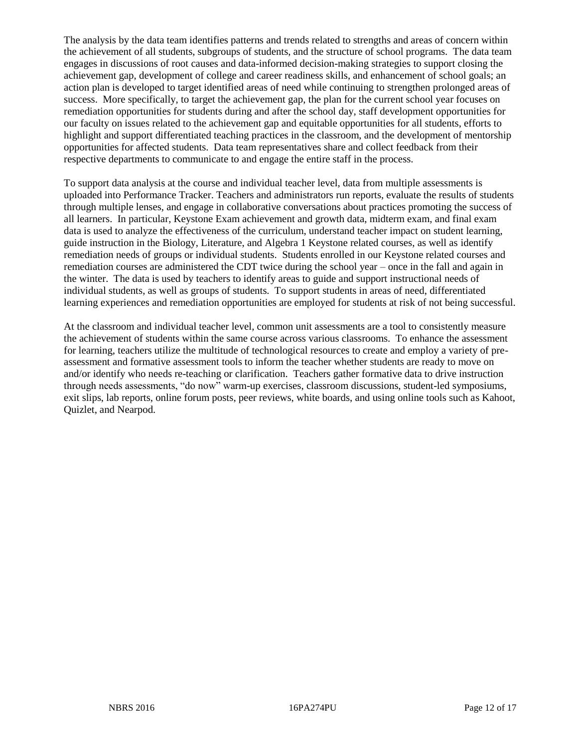The analysis by the data team identifies patterns and trends related to strengths and areas of concern within the achievement of all students, subgroups of students, and the structure of school programs. The data team engages in discussions of root causes and data-informed decision-making strategies to support closing the achievement gap, development of college and career readiness skills, and enhancement of school goals; an action plan is developed to target identified areas of need while continuing to strengthen prolonged areas of success. More specifically, to target the achievement gap, the plan for the current school year focuses on remediation opportunities for students during and after the school day, staff development opportunities for our faculty on issues related to the achievement gap and equitable opportunities for all students, efforts to highlight and support differentiated teaching practices in the classroom, and the development of mentorship opportunities for affected students. Data team representatives share and collect feedback from their respective departments to communicate to and engage the entire staff in the process.

To support data analysis at the course and individual teacher level, data from multiple assessments is uploaded into Performance Tracker. Teachers and administrators run reports, evaluate the results of students through multiple lenses, and engage in collaborative conversations about practices promoting the success of all learners. In particular, Keystone Exam achievement and growth data, midterm exam, and final exam data is used to analyze the effectiveness of the curriculum, understand teacher impact on student learning, guide instruction in the Biology, Literature, and Algebra 1 Keystone related courses, as well as identify remediation needs of groups or individual students. Students enrolled in our Keystone related courses and remediation courses are administered the CDT twice during the school year – once in the fall and again in the winter. The data is used by teachers to identify areas to guide and support instructional needs of individual students, as well as groups of students. To support students in areas of need, differentiated learning experiences and remediation opportunities are employed for students at risk of not being successful.

At the classroom and individual teacher level, common unit assessments are a tool to consistently measure the achievement of students within the same course across various classrooms. To enhance the assessment for learning, teachers utilize the multitude of technological resources to create and employ a variety of pre-assessment and formative assessment tools to inform the teacher whether students are ready to move on and/or identify who needs re-teaching or clarification. Teachers gather formative data to drive instruction through needs assessments, "do now" warm-up exercises, classroom discussions, student-led symposiums, exit slips, lab reports, online forum posts, peer reviews, white boards, and using online tools such as Kahoot, Quizlet, and Nearpod.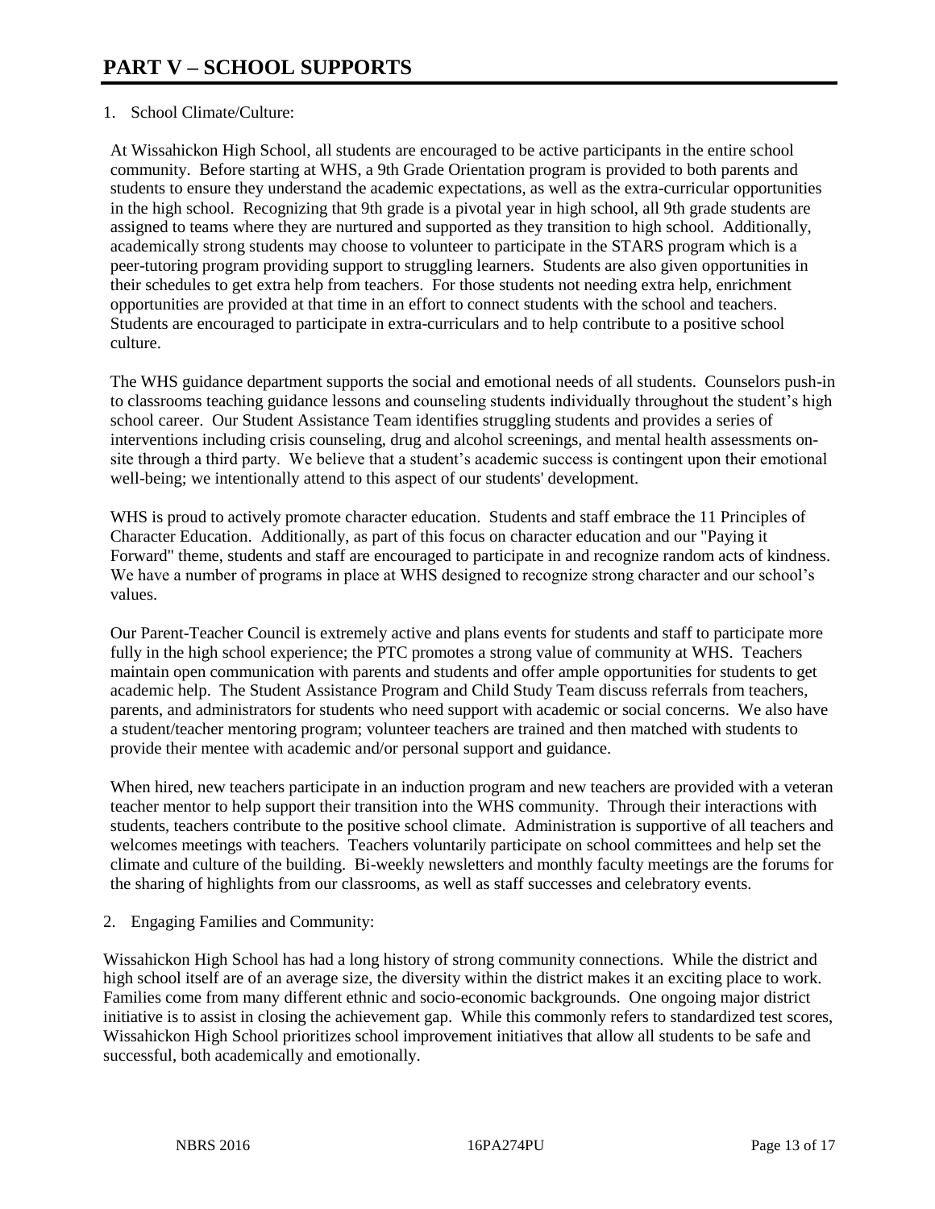# PART V – SCHOOL SUPPORTS

1. School Climate/Culture:

At Wissahickon High School, all students are encouraged to be active participants in the entire school community. Before starting at WHS, a 9th Grade Orientation program is provided to both parents and students to ensure they understand the academic expectations, as well as the extra-curricular opportunities in the high school. Recognizing that 9th grade is a pivotal year in high school, all 9th grade students are assigned to teams where they are nurtured and supported as they transition to high school. Additionally, academically strong students may choose to volunteer to participate in the STARS program which is a peer-tutoring program providing support to struggling learners. Students are also given opportunities in their schedules to get extra help from teachers. For those students not needing extra help, enrichment opportunities are provided at that time in an effort to connect students with the school and teachers. Students are encouraged to participate in extra-curriculars and to help contribute to a positive school culture.

The WHS guidance department supports the social and emotional needs of all students. Counselors push-in to classrooms teaching guidance lessons and counseling students individually throughout the student's high school career. Our Student Assistance Team identifies struggling students and provides a series of interventions including crisis counseling, drug and alcohol screenings, and mental health assessments on-site through a third party. We believe that a student's academic success is contingent upon their emotional well-being; we intentionally attend to this aspect of our students' development.

WHS is proud to actively promote character education. Students and staff embrace the 11 Principles of Character Education. Additionally, as part of this focus on character education and our "Paying it Forward" theme, students and staff are encouraged to participate in and recognize random acts of kindness. We have a number of programs in place at WHS designed to recognize strong character and our school's values.

Our Parent-Teacher Council is extremely active and plans events for students and staff to participate more fully in the high school experience; the PTC promotes a strong value of community at WHS. Teachers maintain open communication with parents and students and offer ample opportunities for students to get academic help. The Student Assistance Program and Child Study Team discuss referrals from teachers, parents, and administrators for students who need support with academic or social concerns. We also have a student/teacher mentoring program; volunteer teachers are trained and then matched with students to provide their mentee with academic and/or personal support and guidance.

When hired, new teachers participate in an induction program and new teachers are provided with a veteran teacher mentor to help support their transition into the WHS community. Through their interactions with students, teachers contribute to the positive school climate. Administration is supportive of all teachers and welcomes meetings with teachers. Teachers voluntarily participate on school committees and help set the climate and culture of the building. Bi-weekly newsletters and monthly faculty meetings are the forums for the sharing of highlights from our classrooms, as well as staff successes and celebratory events.

2. Engaging Families and Community:

Wissahickon High School has had a long history of strong community connections. While the district and high school itself are of an average size, the diversity within the district makes it an exciting place to work. Families come from many different ethnic and socio-economic backgrounds. One ongoing major district initiative is to assist in closing the achievement gap. While this commonly refers to standardized test scores, Wissahickon High School prioritizes school improvement initiatives that allow all students to be safe and successful, both academically and emotionally.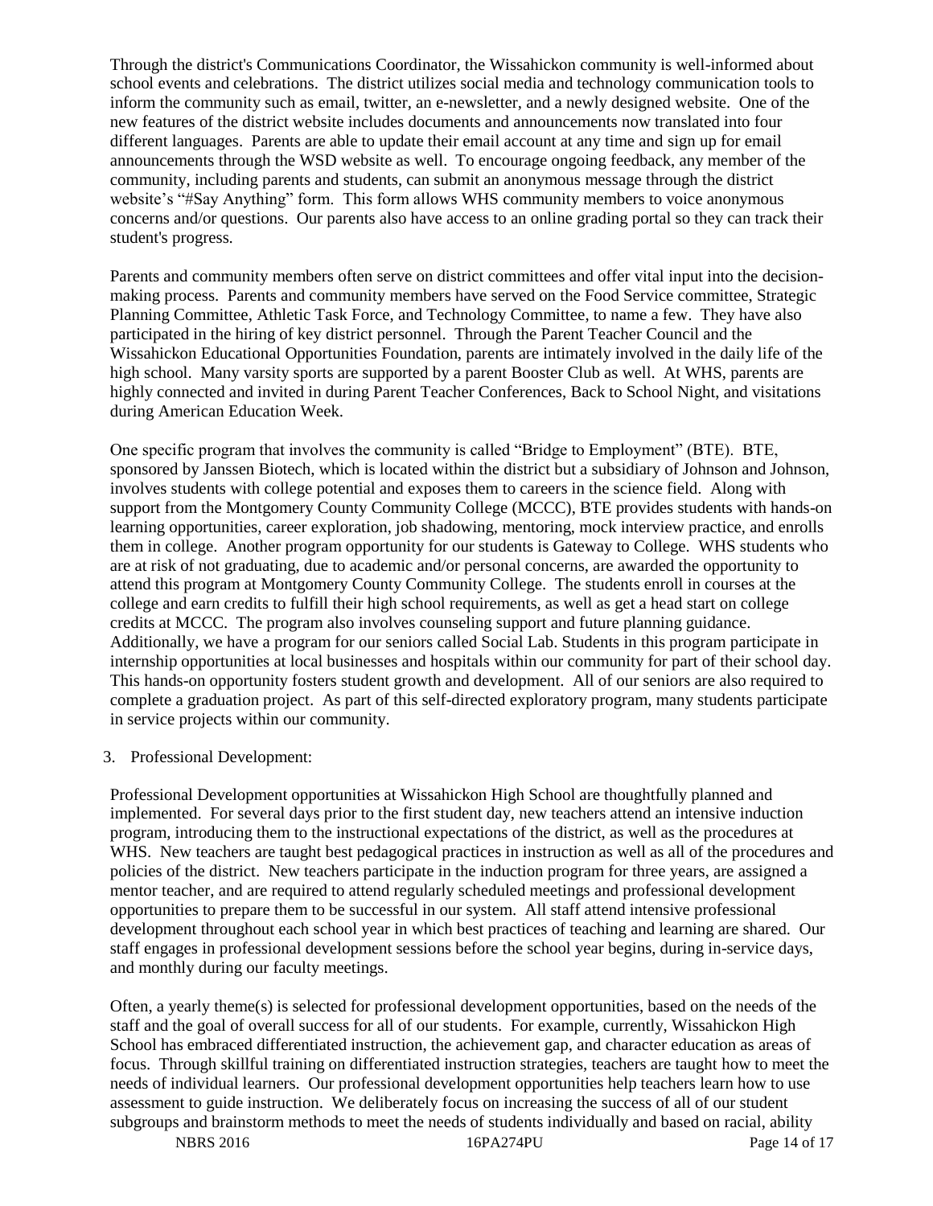Through the district's Communications Coordinator, the Wissahickon community is well-informed about school events and celebrations. The district utilizes social media and technology communication tools to inform the community such as email, twitter, an e-newsletter, and a newly designed website. One of the new features of the district website includes documents and announcements now translated into four different languages. Parents are able to update their email account at any time and sign up for email announcements through the WSD website as well. To encourage ongoing feedback, any member of the community, including parents and students, can submit an anonymous message through the district website's "#Say Anything" form. This form allows WHS community members to voice anonymous concerns and/or questions. Our parents also have access to an online grading portal so they can track their student's progress.

Parents and community members often serve on district committees and offer vital input into the decision-making process. Parents and community members have served on the Food Service committee, Strategic Planning Committee, Athletic Task Force, and Technology Committee, to name a few. They have also participated in the hiring of key district personnel. Through the Parent Teacher Council and the Wissahickon Educational Opportunities Foundation, parents are intimately involved in the daily life of the high school. Many varsity sports are supported by a parent Booster Club as well. At WHS, parents are highly connected and invited in during Parent Teacher Conferences, Back to School Night, and visitations during American Education Week.

One specific program that involves the community is called "Bridge to Employment" (BTE). BTE, sponsored by Janssen Biotech, which is located within the district but a subsidiary of Johnson and Johnson, involves students with college potential and exposes them to careers in the science field. Along with support from the Montgomery County Community College (MCCC), BTE provides students with hands-on learning opportunities, career exploration, job shadowing, mentoring, mock interview practice, and enrolls them in college. Another program opportunity for our students is Gateway to College. WHS students who are at risk of not graduating, due to academic and/or personal concerns, are awarded the opportunity to attend this program at Montgomery County Community College. The students enroll in courses at the college and earn credits to fulfill their high school requirements, as well as get a head start on college credits at MCCC. The program also involves counseling support and future planning guidance. Additionally, we have a program for our seniors called Social Lab. Students in this program participate in internship opportunities at local businesses and hospitals within our community for part of their school day. This hands-on opportunity fosters student growth and development. All of our seniors are also required to complete a graduation project. As part of this self-directed exploratory program, many students participate in service projects within our community.

3. Professional Development:

Professional Development opportunities at Wissahickon High School are thoughtfully planned and implemented. For several days prior to the first student day, new teachers attend an intensive induction program, introducing them to the instructional expectations of the district, as well as the procedures at WHS. New teachers are taught best pedagogical practices in instruction as well as all of the procedures and policies of the district. New teachers participate in the induction program for three years, are assigned a mentor teacher, and are required to attend regularly scheduled meetings and professional development opportunities to prepare them to be successful in our system. All staff attend intensive professional development throughout each school year in which best practices of teaching and learning are shared. Our staff engages in professional development sessions before the school year begins, during in-service days, and monthly during our faculty meetings.

Often, a yearly theme(s) is selected for professional development opportunities, based on the needs of the staff and the goal of overall success for all of our students. For example, currently, Wissahickon High School has embraced differentiated instruction, the achievement gap, and character education as areas of focus. Through skillful training on differentiated instruction strategies, teachers are taught how to meet the needs of individual learners. Our professional development opportunities help teachers learn how to use assessment to guide instruction. We deliberately focus on increasing the success of all of our student subgroups and brainstorm methods to meet the needs of students individually and based on racial, ability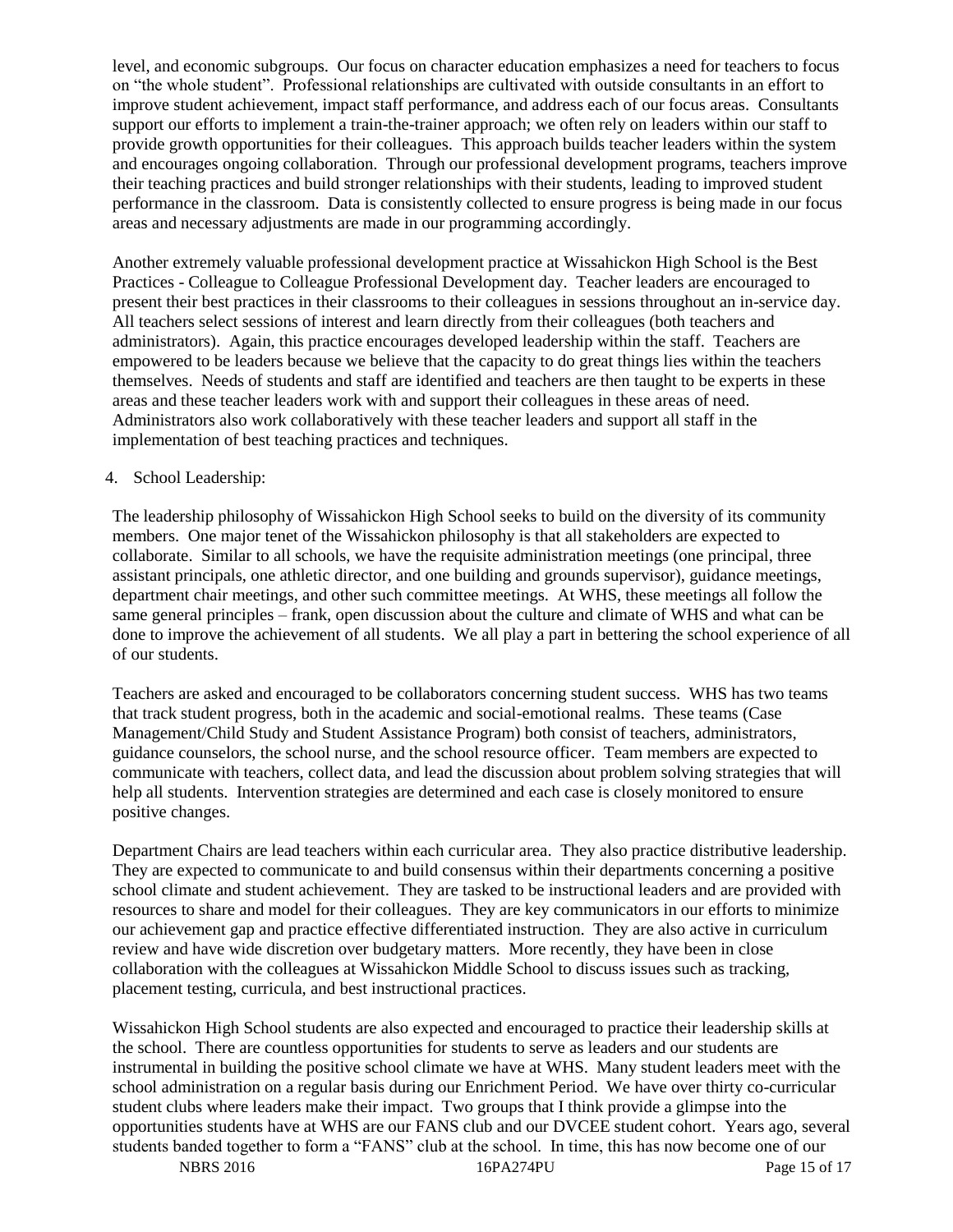level, and economic subgroups. Our focus on character education emphasizes a need for teachers to focus on "the whole student". Professional relationships are cultivated with outside consultants in an effort to improve student achievement, impact staff performance, and address each of our focus areas. Consultants support our efforts to implement a train-the-trainer approach; we often rely on leaders within our staff to provide growth opportunities for their colleagues. This approach builds teacher leaders within the system and encourages ongoing collaboration. Through our professional development programs, teachers improve their teaching practices and build stronger relationships with their students, leading to improved student performance in the classroom. Data is consistently collected to ensure progress is being made in our focus areas and necessary adjustments are made in our programming accordingly.

Another extremely valuable professional development practice at Wissahickon High School is the Best Practices - Colleague to Colleague Professional Development day. Teacher leaders are encouraged to present their best practices in their classrooms to their colleagues in sessions throughout an in-service day. All teachers select sessions of interest and learn directly from their colleagues (both teachers and administrators). Again, this practice encourages developed leadership within the staff. Teachers are empowered to be leaders because we believe that the capacity to do great things lies within the teachers themselves. Needs of students and staff are identified and teachers are then taught to be experts in these areas and these teacher leaders work with and support their colleagues in these areas of need. Administrators also work collaboratively with these teacher leaders and support all staff in the implementation of best teaching practices and techniques.

4. School Leadership:

The leadership philosophy of Wissahickon High School seeks to build on the diversity of its community members. One major tenet of the Wissahickon philosophy is that all stakeholders are expected to collaborate. Similar to all schools, we have the requisite administration meetings (one principal, three assistant principals, one athletic director, and one building and grounds supervisor), guidance meetings, department chair meetings, and other such committee meetings. At WHS, these meetings all follow the same general principles – frank, open discussion about the culture and climate of WHS and what can be done to improve the achievement of all students. We all play a part in bettering the school experience of all of our students.

Teachers are asked and encouraged to be collaborators concerning student success. WHS has two teams that track student progress, both in the academic and social-emotional realms. These teams (Case Management/Child Study and Student Assistance Program) both consist of teachers, administrators, guidance counselors, the school nurse, and the school resource officer. Team members are expected to communicate with teachers, collect data, and lead the discussion about problem solving strategies that will help all students. Intervention strategies are determined and each case is closely monitored to ensure positive changes.

Department Chairs are lead teachers within each curricular area. They also practice distributive leadership. They are expected to communicate to and build consensus within their departments concerning a positive school climate and student achievement. They are tasked to be instructional leaders and are provided with resources to share and model for their colleagues. They are key communicators in our efforts to minimize our achievement gap and practice effective differentiated instruction. They are also active in curriculum review and have wide discretion over budgetary matters. More recently, they have been in close collaboration with the colleagues at Wissahickon Middle School to discuss issues such as tracking, placement testing, curricula, and best instructional practices.

Wissahickon High School students are also expected and encouraged to practice their leadership skills at the school. There are countless opportunities for students to serve as leaders and our students are instrumental in building the positive school climate we have at WHS. Many student leaders meet with the school administration on a regular basis during our Enrichment Period. We have over thirty co-curricular student clubs where leaders make their impact. Two groups that I think provide a glimpse into the opportunities students have at WHS are our FANS club and our DVCEE student cohort. Years ago, several students banded together to form a "FANS" club at the school. In time, this has now become one of our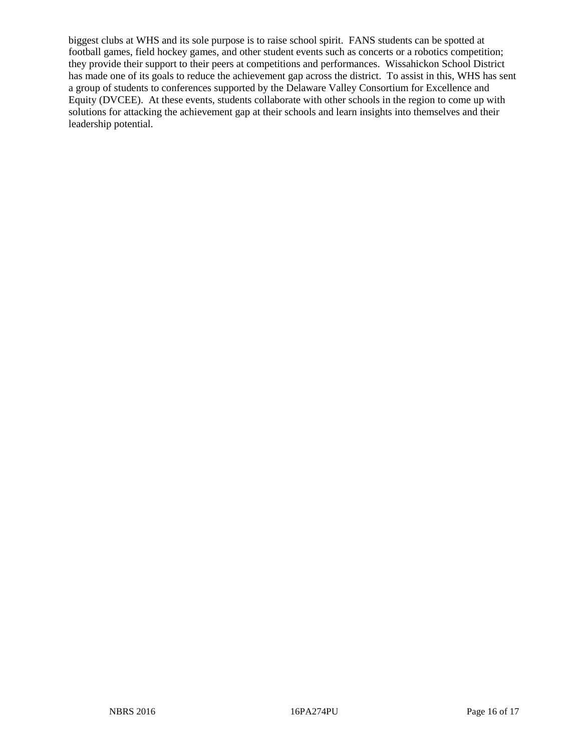biggest clubs at WHS and its sole purpose is to raise school spirit. FANS students can be spotted at football games, field hockey games, and other student events such as concerts or a robotics competition; they provide their support to their peers at competitions and performances. Wissahickon School District has made one of its goals to reduce the achievement gap across the district. To assist in this, WHS has sent a group of students to conferences supported by the Delaware Valley Consortium for Excellence and Equity (DVCEE). At these events, students collaborate with other schools in the region to come up with solutions for attacking the achievement gap at their schools and learn insights into themselves and their leadership potential.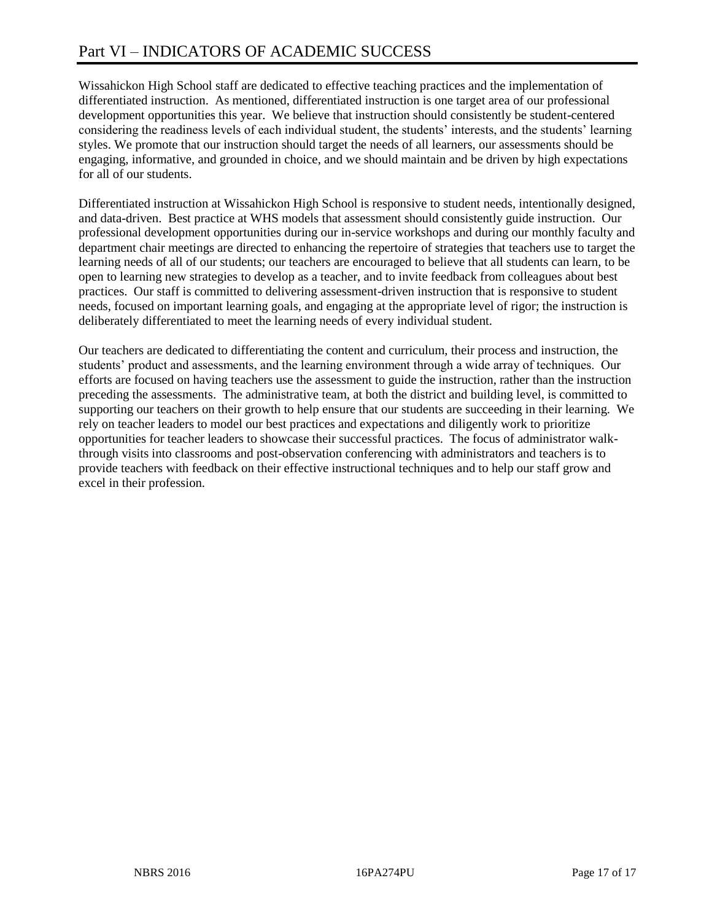# Part VI – INDICATORS OF ACADEMIC SUCCESS

Wissahickon High School staff are dedicated to effective teaching practices and the implementation of differentiated instruction. As mentioned, differentiated instruction is one target area of our professional development opportunities this year. We believe that instruction should consistently be student-centered considering the readiness levels of each individual student, the students' interests, and the students' learning styles. We promote that our instruction should target the needs of all learners, our assessments should be engaging, informative, and grounded in choice, and we should maintain and be driven by high expectations for all of our students.

Differentiated instruction at Wissahickon High School is responsive to student needs, intentionally designed, and data-driven. Best practice at WHS models that assessment should consistently guide instruction. Our professional development opportunities during our in-service workshops and during our monthly faculty and department chair meetings are directed to enhancing the repertoire of strategies that teachers use to target the learning needs of all of our students; our teachers are encouraged to believe that all students can learn, to be open to learning new strategies to develop as a teacher, and to invite feedback from colleagues about best practices. Our staff is committed to delivering assessment-driven instruction that is responsive to student needs, focused on important learning goals, and engaging at the appropriate level of rigor; the instruction is deliberately differentiated to meet the learning needs of every individual student.

Our teachers are dedicated to differentiating the content and curriculum, their process and instruction, the students' product and assessments, and the learning environment through a wide array of techniques. Our efforts are focused on having teachers use the assessment to guide the instruction, rather than the instruction preceding the assessments. The administrative team, at both the district and building level, is committed to supporting our teachers on their growth to help ensure that our students are succeeding in their learning. We rely on teacher leaders to model our best practices and expectations and diligently work to prioritize opportunities for teacher leaders to showcase their successful practices. The focus of administrator walk-through visits into classrooms and post-observation conferencing with administrators and teachers is to provide teachers with feedback on their effective instructional techniques and to help our staff grow and excel in their profession.